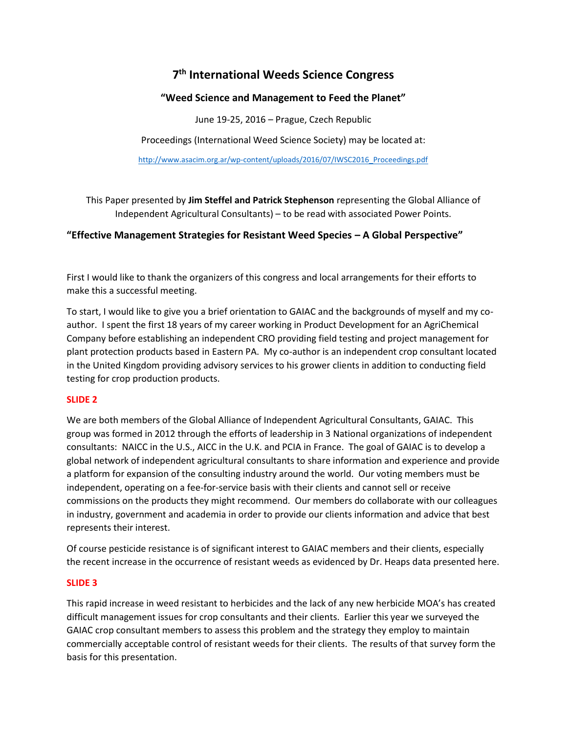# 7th International Weeds Science Congress

## "Weed Science and Management to Feed the Planet"

June 19-25, 2016 – Prague, Czech Republic

Proceedings (International Weed Science Society) may be located at:

http://www.asacim.org.ar/wp-content/uploads/2016/07/IWSC2016_Proceedings.pdf

This Paper presented by **Jim Steffel and Patrick Stephenson** representing the Global Alliance of Independent Agricultural Consultants) – to be read with associated Power Points.

## "Effective Management Strategies for Resistant Weed Species – A Global Perspective"

First I would like to thank the organizers of this congress and local arrangements for their efforts to make this a successful meeting.

To start, I would like to give you a brief orientation to GAIAC and the backgrounds of myself and my co-author. I spent the first 18 years of my career working in Product Development for an AgriChemical Company before establishing an independent CRO providing field testing and project management for plant protection products based in Eastern PA. My co-author is an independent crop consultant located in the United Kingdom providing advisory services to his grower clients in addition to conducting field testing for crop production products.

**SLIDE 2**

We are both members of the Global Alliance of Independent Agricultural Consultants, GAIAC. This group was formed in 2012 through the efforts of leadership in 3 National organizations of independent consultants: NAICC in the U.S., AICC in the U.K. and PCIA in France. The goal of GAIAC is to develop a global network of independent agricultural consultants to share information and experience and provide a platform for expansion of the consulting industry around the world. Our voting members must be independent, operating on a fee-for-service basis with their clients and cannot sell or receive commissions on the products they might recommend. Our members do collaborate with our colleagues in industry, government and academia in order to provide our clients information and advice that best represents their interest.

Of course pesticide resistance is of significant interest to GAIAC members and their clients, especially the recent increase in the occurrence of resistant weeds as evidenced by Dr. Heaps data presented here.

**SLIDE 3**

This rapid increase in weed resistant to herbicides and the lack of any new herbicide MOA's has created difficult management issues for crop consultants and their clients. Earlier this year we surveyed the GAIAC crop consultant members to assess this problem and the strategy they employ to maintain commercially acceptable control of resistant weeds for their clients. The results of that survey form the basis for this presentation.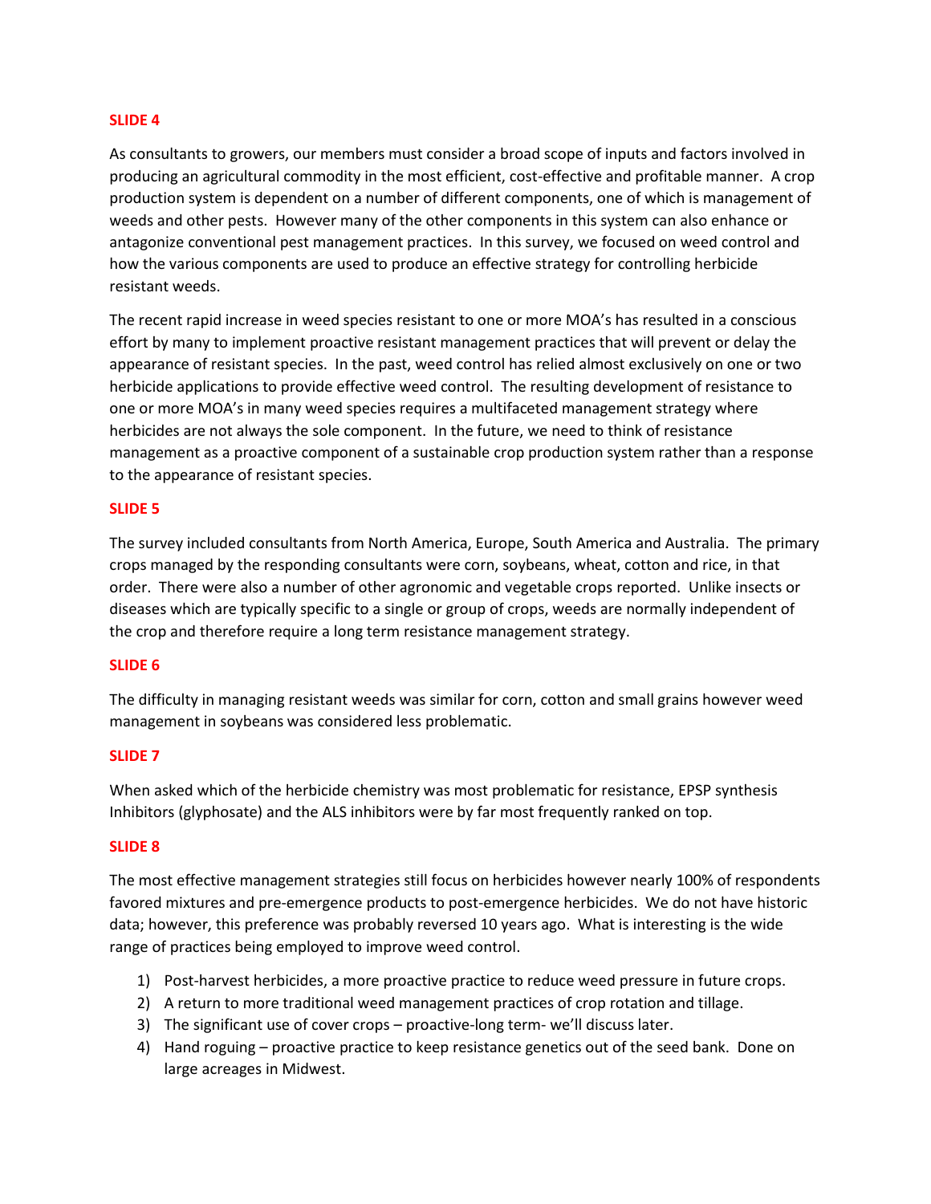**SLIDE 4**

As consultants to growers, our members must consider a broad scope of inputs and factors involved in producing an agricultural commodity in the most efficient, cost-effective and profitable manner. A crop production system is dependent on a number of different components, one of which is management of weeds and other pests. However many of the other components in this system can also enhance or antagonize conventional pest management practices. In this survey, we focused on weed control and how the various components are used to produce an effective strategy for controlling herbicide resistant weeds.

The recent rapid increase in weed species resistant to one or more MOA's has resulted in a conscious effort by many to implement proactive resistant management practices that will prevent or delay the appearance of resistant species. In the past, weed control has relied almost exclusively on one or two herbicide applications to provide effective weed control. The resulting development of resistance to one or more MOA's in many weed species requires a multifaceted management strategy where herbicides are not always the sole component. In the future, we need to think of resistance management as a proactive component of a sustainable crop production system rather than a response to the appearance of resistant species.

**SLIDE 5**

The survey included consultants from North America, Europe, South America and Australia. The primary crops managed by the responding consultants were corn, soybeans, wheat, cotton and rice, in that order. There were also a number of other agronomic and vegetable crops reported. Unlike insects or diseases which are typically specific to a single or group of crops, weeds are normally independent of the crop and therefore require a long term resistance management strategy.

**SLIDE 6**

The difficulty in managing resistant weeds was similar for corn, cotton and small grains however weed management in soybeans was considered less problematic.

**SLIDE 7**

When asked which of the herbicide chemistry was most problematic for resistance, EPSP synthesis Inhibitors (glyphosate) and the ALS inhibitors were by far most frequently ranked on top.

**SLIDE 8**

The most effective management strategies still focus on herbicides however nearly 100% of respondents favored mixtures and pre-emergence products to post-emergence herbicides. We do not have historic data; however, this preference was probably reversed 10 years ago. What is interesting is the wide range of practices being employed to improve weed control.

1) Post-harvest herbicides, a more proactive practice to reduce weed pressure in future crops.
2) A return to more traditional weed management practices of crop rotation and tillage.
3) The significant use of cover crops – proactive-long term- we'll discuss later.
4) Hand roguing – proactive practice to keep resistance genetics out of the seed bank. Done on large acreages in Midwest.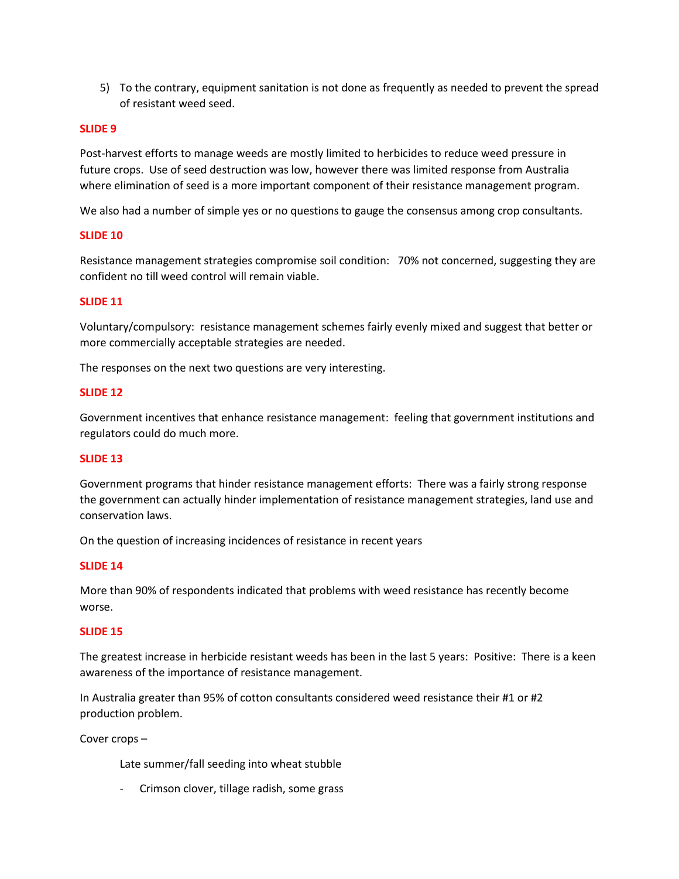5) To the contrary, equipment sanitation is not done as frequently as needed to prevent the spread of resistant weed seed.

**SLIDE 9**

Post-harvest efforts to manage weeds are mostly limited to herbicides to reduce weed pressure in future crops. Use of seed destruction was low, however there was limited response from Australia where elimination of seed is a more important component of their resistance management program.

We also had a number of simple yes or no questions to gauge the consensus among crop consultants.

**SLIDE 10**

Resistance management strategies compromise soil condition: 70% not concerned, suggesting they are confident no till weed control will remain viable.

**SLIDE 11**

Voluntary/compulsory: resistance management schemes fairly evenly mixed and suggest that better or more commercially acceptable strategies are needed.

The responses on the next two questions are very interesting.

**SLIDE 12**

Government incentives that enhance resistance management: feeling that government institutions and regulators could do much more.

**SLIDE 13**

Government programs that hinder resistance management efforts: There was a fairly strong response the government can actually hinder implementation of resistance management strategies, land use and conservation laws.

On the question of increasing incidences of resistance in recent years

**SLIDE 14**

More than 90% of respondents indicated that problems with weed resistance has recently become worse.

**SLIDE 15**

The greatest increase in herbicide resistant weeds has been in the last 5 years: Positive: There is a keen awareness of the importance of resistance management.

In Australia greater than 95% of cotton consultants considered weed resistance their #1 or #2 production problem.

Cover crops –

Late summer/fall seeding into wheat stubble

- Crimson clover, tillage radish, some grass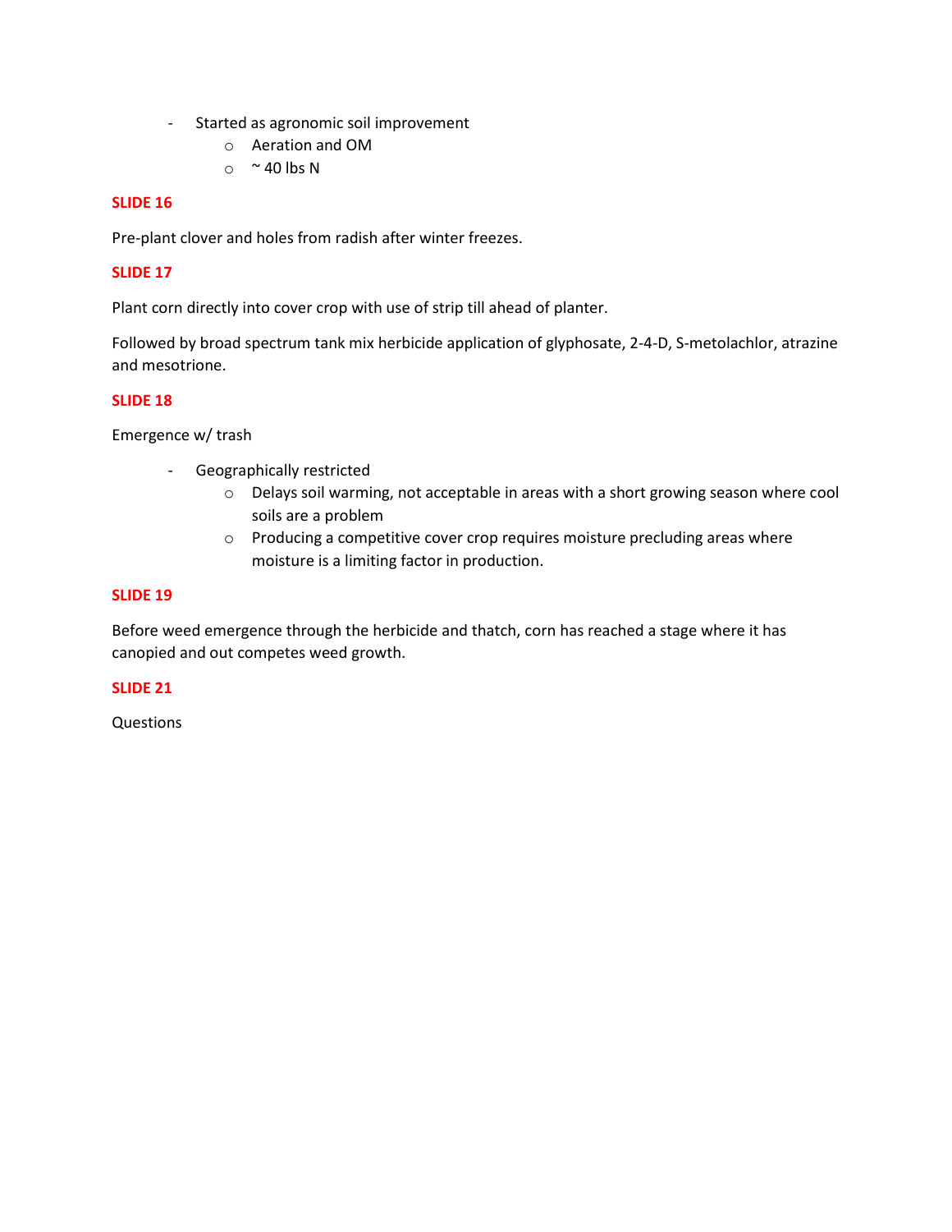- Started as agronomic soil improvement
    - Aeration and OM
    - ~ 40 lbs N

**SLIDE 16**

Pre-plant clover and holes from radish after winter freezes.

**SLIDE 17**

Plant corn directly into cover crop with use of strip till ahead of planter.

Followed by broad spectrum tank mix herbicide application of glyphosate, 2-4-D, S-metolachlor, atrazine and mesotrione.

**SLIDE 18**

Emergence w/ trash

- Geographically restricted
    - Delays soil warming, not acceptable in areas with a short growing season where cool soils are a problem
    - Producing a competitive cover crop requires moisture precluding areas where moisture is a limiting factor in production.

**SLIDE 19**

Before weed emergence through the herbicide and thatch, corn has reached a stage where it has canopied and out competes weed growth.

**SLIDE 21**

Questions